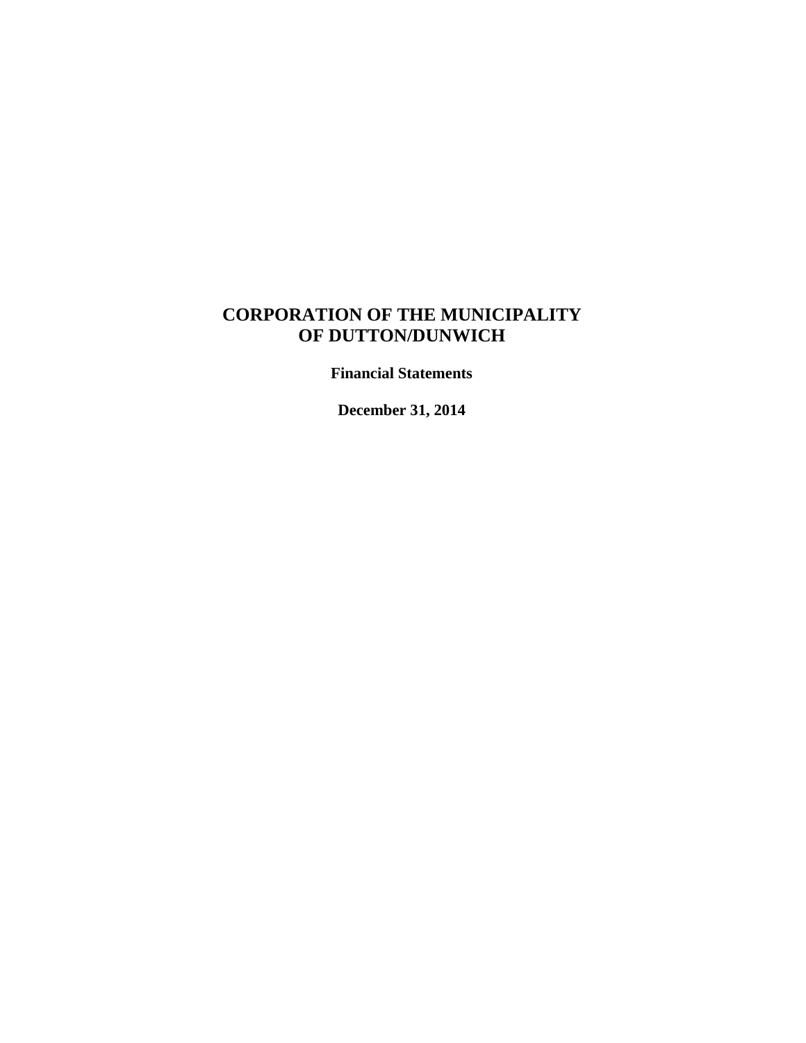# CORPORATION OF THE MUNICIPALITY OF DUTTON/DUNWICH

**Financial Statements**

**December 31, 2014**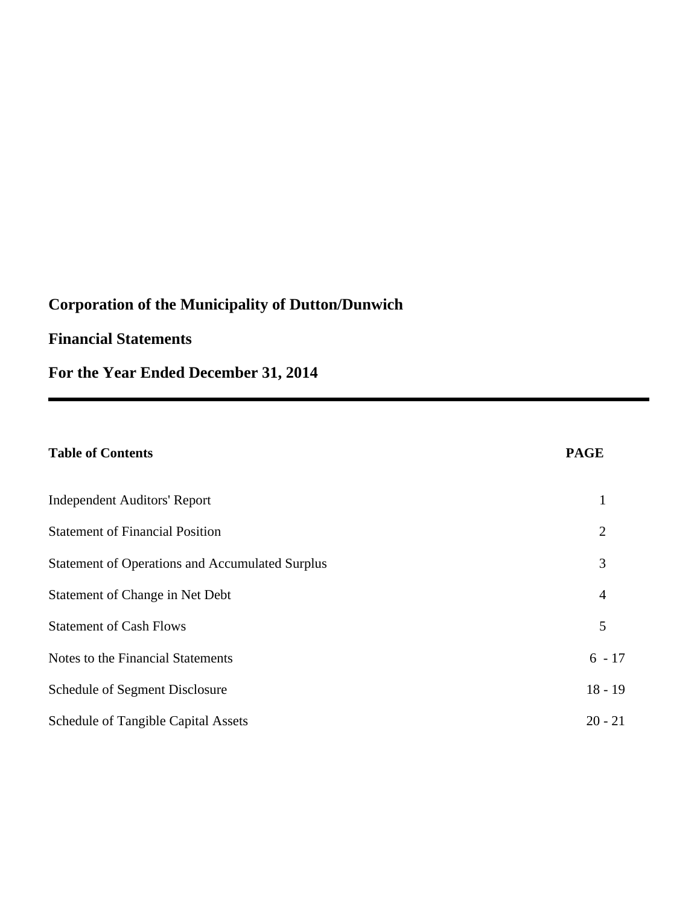# Corporation of the Municipality of Dutton/Dunwich

## Financial Statements

## For the Year Ended December 31, 2014

| **Table of Contents** | **PAGE** |
|---|---|
| Independent Auditors' Report | 1 |
| Statement of Financial Position | 2 |
| Statement of Operations and Accumulated Surplus | 3 |
| Statement of Change in Net Debt | 4 |
| Statement of Cash Flows | 5 |
| Notes to the Financial Statements | 6 - 17 |
| Schedule of Segment Disclosure | 18 - 19 |
| Schedule of Tangible Capital Assets | 20 - 21 |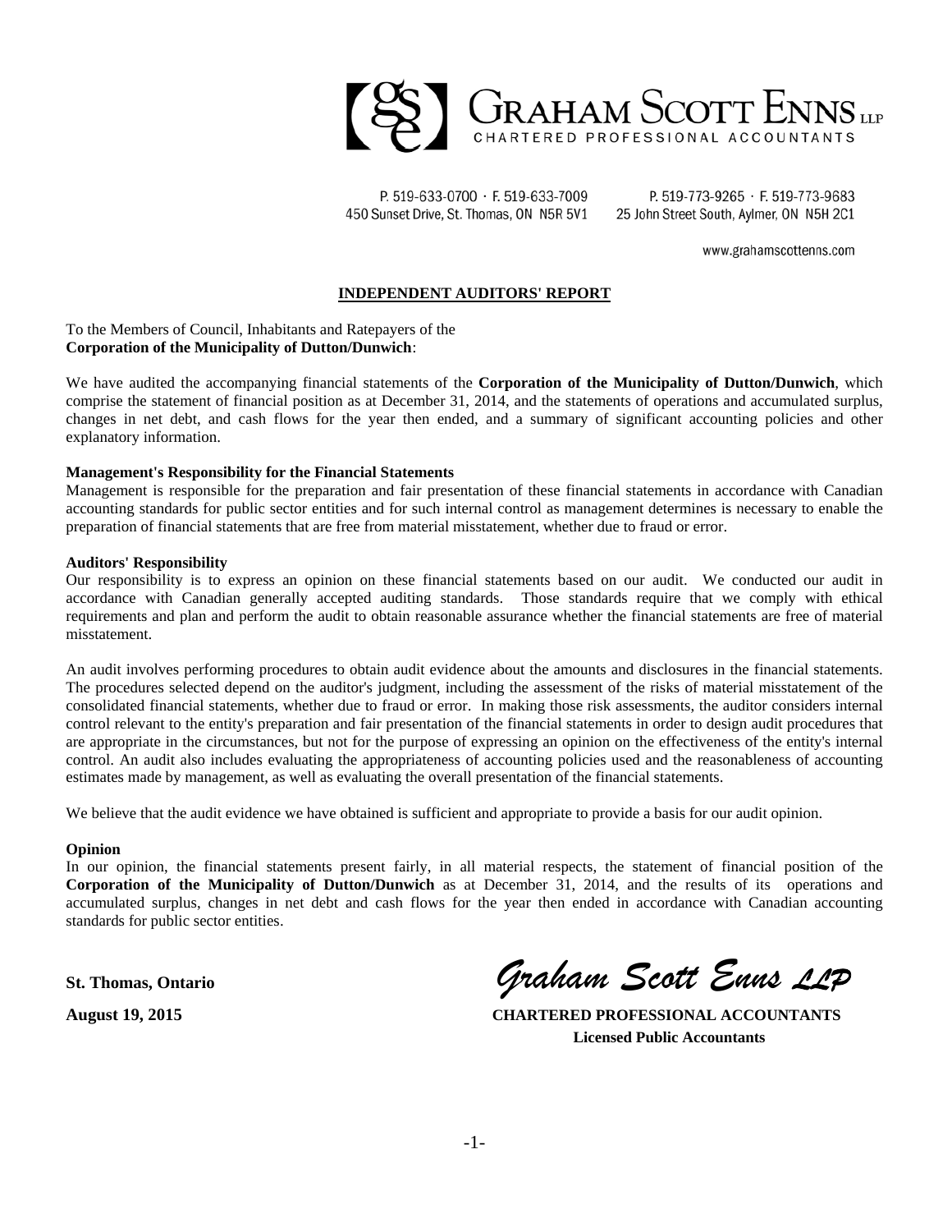GRAHAM SCOTT ENNS LLP
CHARTERED PROFESSIONAL ACCOUNTANTS

P. 519-633-0700 · F. 519-633-7009
450 Sunset Drive, St. Thomas, ON N5R 5V1

P. 519-773-9265 · F. 519-773-9683
25 John Street South, Aylmer, ON N5H 2C1

www.grahamscottenns.com

## INDEPENDENT AUDITORS' REPORT

To the Members of Council, Inhabitants and Ratepayers of the
**Corporation of the Municipality of Dutton/Dunwich**:

We have audited the accompanying financial statements of the **Corporation of the Municipality of Dutton/Dunwich**, which comprise the statement of financial position as at December 31, 2014, and the statements of operations and accumulated surplus, changes in net debt, and cash flows for the year then ended, and a summary of significant accounting policies and other explanatory information.

**Management's Responsibility for the Financial Statements**
Management is responsible for the preparation and fair presentation of these financial statements in accordance with Canadian accounting standards for public sector entities and for such internal control as management determines is necessary to enable the preparation of financial statements that are free from material misstatement, whether due to fraud or error.

**Auditors' Responsibility**
Our responsibility is to express an opinion on these financial statements based on our audit. We conducted our audit in accordance with Canadian generally accepted auditing standards. Those standards require that we comply with ethical requirements and plan and perform the audit to obtain reasonable assurance whether the financial statements are free of material misstatement.

An audit involves performing procedures to obtain audit evidence about the amounts and disclosures in the financial statements. The procedures selected depend on the auditor's judgment, including the assessment of the risks of material misstatement of the consolidated financial statements, whether due to fraud or error. In making those risk assessments, the auditor considers internal control relevant to the entity's preparation and fair presentation of the financial statements in order to design audit procedures that are appropriate in the circumstances, but not for the purpose of expressing an opinion on the effectiveness of the entity's internal control. An audit also includes evaluating the appropriateness of accounting policies used and the reasonableness of accounting estimates made by management, as well as evaluating the overall presentation of the financial statements.

We believe that the audit evidence we have obtained is sufficient and appropriate to provide a basis for our audit opinion.

**Opinion**
In our opinion, the financial statements present fairly, in all material respects, the statement of financial position of the **Corporation of the Municipality of Dutton/Dunwich** as at December 31, 2014, and the results of its operations and accumulated surplus, changes in net debt and cash flows for the year then ended in accordance with Canadian accounting standards for public sector entities.

**St. Thomas, Ontario**

**August 19, 2015**

*Graham Scott Enns LLP*
**CHARTERED PROFESSIONAL ACCOUNTANTS**
**Licensed Public Accountants**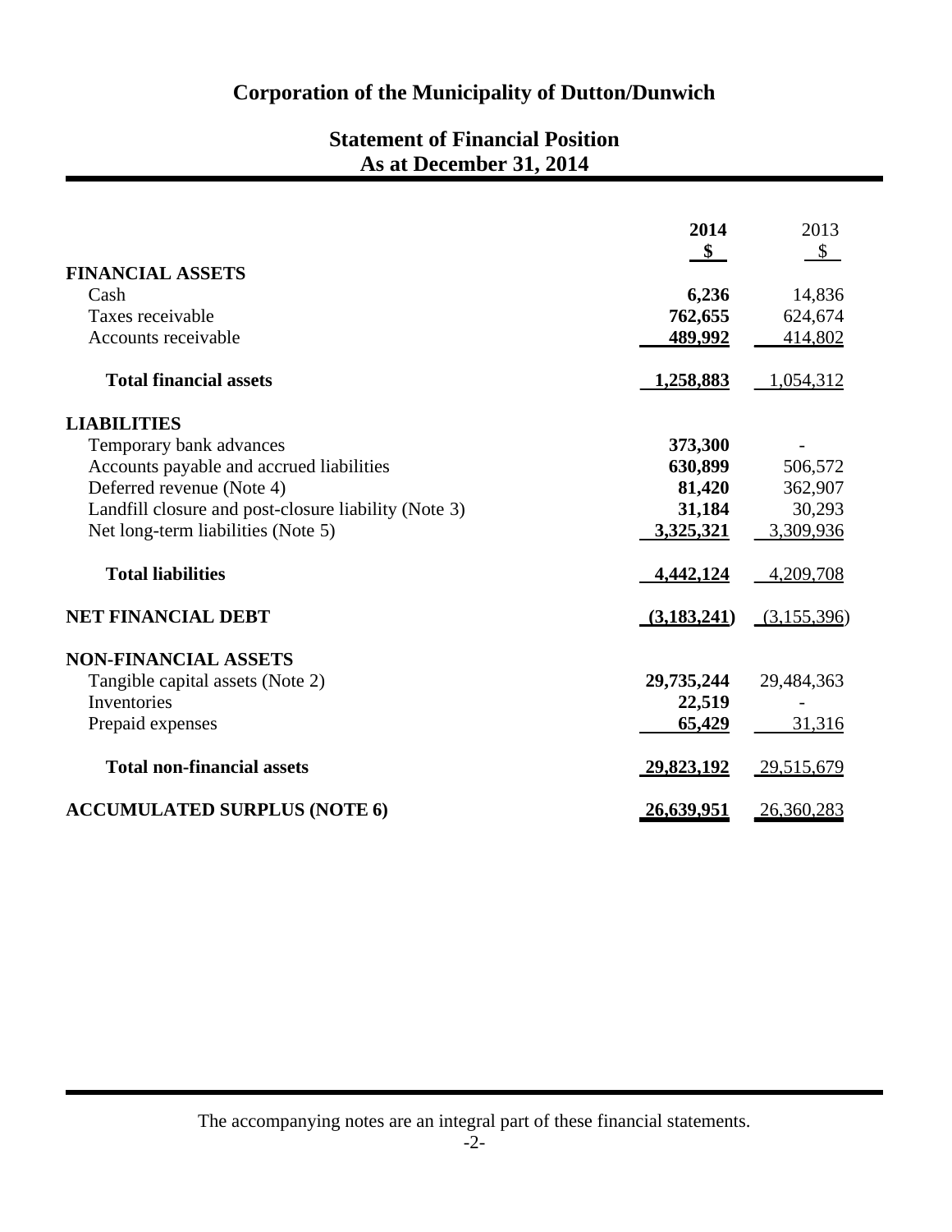# Corporation of the Municipality of Dutton/Dunwich

## Statement of Financial Position
## As at December 31, 2014

| | 2014 | 2013 |
|---|---|---|
| | **$** | $ |
| **FINANCIAL ASSETS** | | |
| Cash | **6,236** | 14,836 |
| Taxes receivable | **762,655** | 624,674 |
| Accounts receivable | **489,992** | 414,802 |
| **Total financial assets** | **1,258,883** | 1,054,312 |
| **LIABILITIES** | | |
| Temporary bank advances | **373,300** | - |
| Accounts payable and accrued liabilities | **630,899** | 506,572 |
| Deferred revenue (Note 4) | **81,420** | 362,907 |
| Landfill closure and post-closure liability (Note 3) | **31,184** | 30,293 |
| Net long-term liabilities (Note 5) | **3,325,321** | 3,309,936 |
| **Total liabilities** | **4,442,124** | 4,209,708 |
| **NET FINANCIAL DEBT** | **(3,183,241)** | (3,155,396) |
| **NON-FINANCIAL ASSETS** | | |
| Tangible capital assets (Note 2) | **29,735,244** | 29,484,363 |
| Inventories | **22,519** | - |
| Prepaid expenses | **65,429** | 31,316 |
| **Total non-financial assets** | **29,823,192** | 29,515,679 |
| **ACCUMULATED SURPLUS (NOTE 6)** | **26,639,951** | 26,360,283 |

The accompanying notes are an integral part of these financial statements.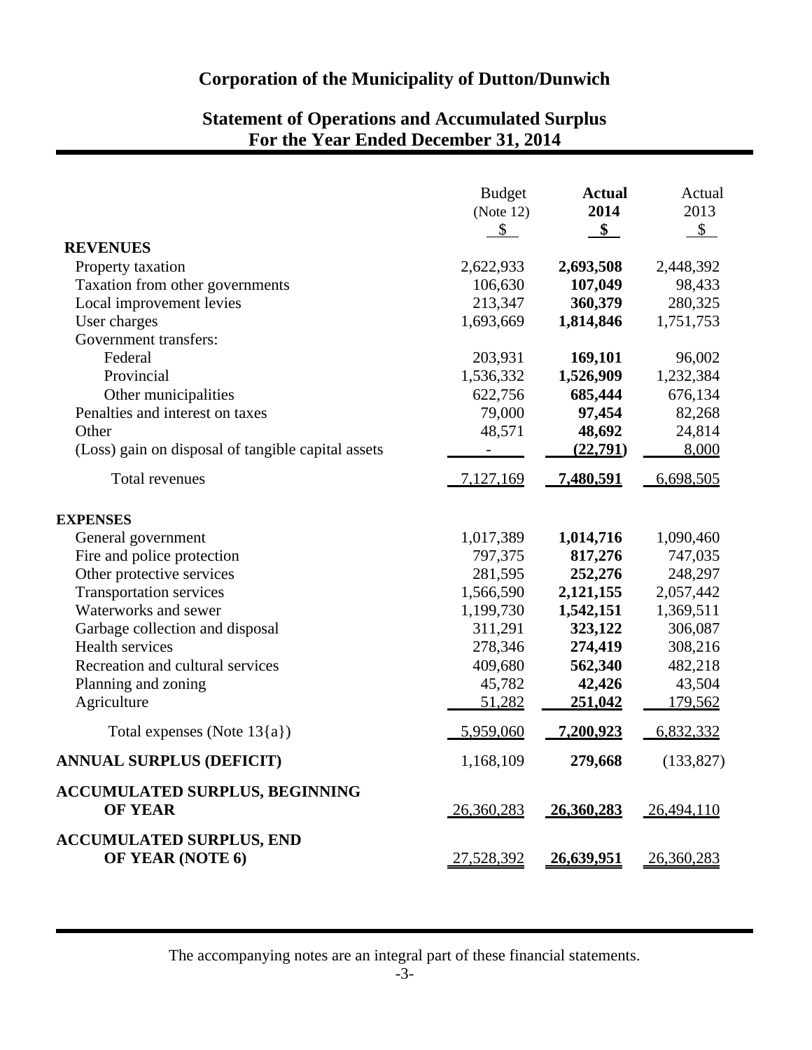# Corporation of the Municipality of Dutton/Dunwich

## Statement of Operations and Accumulated Surplus
## For the Year Ended December 31, 2014

| | Budget (Note 12) $ | **Actual 2014 $** | Actual 2013 $ |
|---|---|---|---|
| **REVENUES** | | | |
| Property taxation | 2,622,933 | **2,693,508** | 2,448,392 |
| Taxation from other governments | 106,630 | **107,049** | 98,433 |
| Local improvement levies | 213,347 | **360,379** | 280,325 |
| User charges | 1,693,669 | **1,814,846** | 1,751,753 |
| Government transfers: | | | |
| Federal | 203,931 | **169,101** | 96,002 |
| Provincial | 1,536,332 | **1,526,909** | 1,232,384 |
| Other municipalities | 622,756 | **685,444** | 676,134 |
| Penalties and interest on taxes | 79,000 | **97,454** | 82,268 |
| Other | 48,571 | **48,692** | 24,814 |
| (Loss) gain on disposal of tangible capital assets | - | **(22,791)** | 8,000 |
| Total revenues | 7,127,169 | **7,480,591** | 6,698,505 |
| **EXPENSES** | | | |
| General government | 1,017,389 | **1,014,716** | 1,090,460 |
| Fire and police protection | 797,375 | **817,276** | 747,035 |
| Other protective services | 281,595 | **252,276** | 248,297 |
| Transportation services | 1,566,590 | **2,121,155** | 2,057,442 |
| Waterworks and sewer | 1,199,730 | **1,542,151** | 1,369,511 |
| Garbage collection and disposal | 311,291 | **323,122** | 306,087 |
| Health services | 278,346 | **274,419** | 308,216 |
| Recreation and cultural services | 409,680 | **562,340** | 482,218 |
| Planning and zoning | 45,782 | **42,426** | 43,504 |
| Agriculture | 51,282 | **251,042** | 179,562 |
| Total expenses (Note 13{a}) | 5,959,060 | **7,200,923** | 6,832,332 |
| **ANNUAL SURPLUS (DEFICIT)** | 1,168,109 | **279,668** | (133,827) |
| **ACCUMULATED SURPLUS, BEGINNING OF YEAR** | 26,360,283 | **26,360,283** | 26,494,110 |
| **ACCUMULATED SURPLUS, END OF YEAR (NOTE 6)** | 27,528,392 | **26,639,951** | 26,360,283 |

The accompanying notes are an integral part of these financial statements.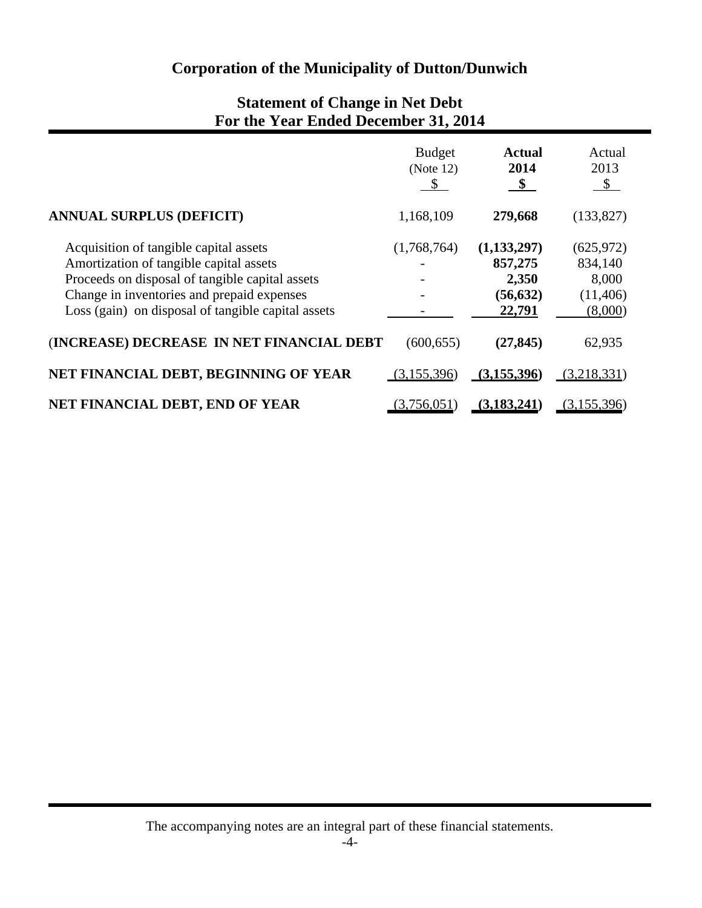# Corporation of the Municipality of Dutton/Dunwich

## Statement of Change in Net Debt
## For the Year Ended December 31, 2014

| | Budget (Note 12) $ | **Actual 2014 $** | Actual 2013 $ |
|---|---|---|---|
| **ANNUAL SURPLUS (DEFICIT)** | 1,168,109 | **279,668** | (133,827) |
| Acquisition of tangible capital assets | (1,768,764) | **(1,133,297)** | (625,972) |
| Amortization of tangible capital assets | - | **857,275** | 834,140 |
| Proceeds on disposal of tangible capital assets | - | **2,350** | 8,000 |
| Change in inventories and prepaid expenses | - | **(56,632)** | (11,406) |
| Loss (gain) on disposal of tangible capital assets | - | **22,791** | (8,000) |
| **(INCREASE) DECREASE IN NET FINANCIAL DEBT** | (600,655) | **(27,845)** | 62,935 |
| **NET FINANCIAL DEBT, BEGINNING OF YEAR** | (3,155,396) | **(3,155,396)** | (3,218,331) |
| **NET FINANCIAL DEBT, END OF YEAR** | (3,756,051) | **(3,183,241)** | (3,155,396) |

The accompanying notes are an integral part of these financial statements.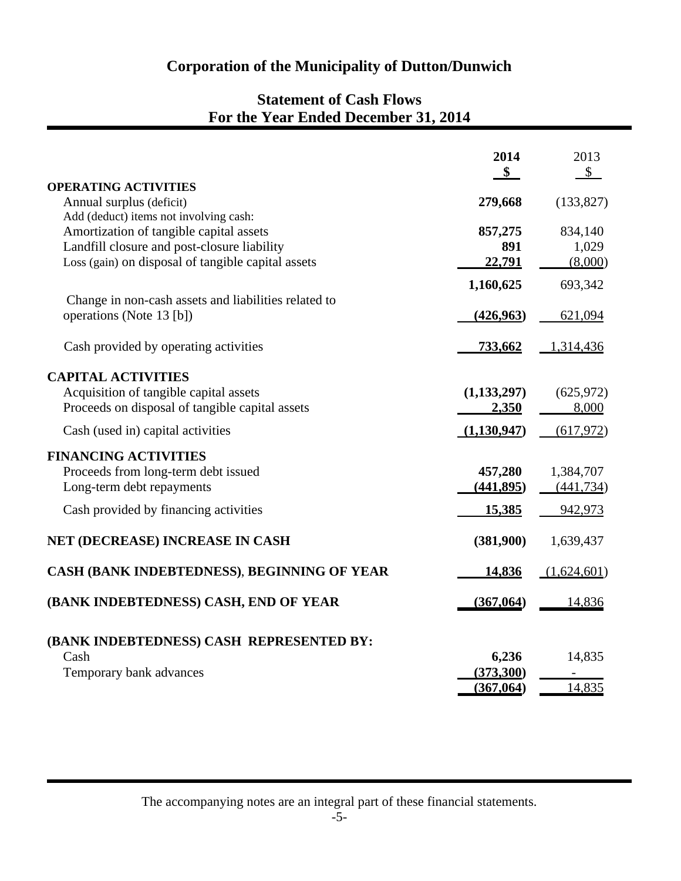# Corporation of the Municipality of Dutton/Dunwich

## Statement of Cash Flows
## For the Year Ended December 31, 2014

| | **2014** | 2013 |
|---|---|---|
| | **$** | $ |
| **OPERATING ACTIVITIES** | | |
| Annual surplus (deficit) | **279,668** | (133,827) |
| Add (deduct) items not involving cash: | | |
| Amortization of tangible capital assets | **857,275** | 834,140 |
| Landfill closure and post-closure liability | **891** | 1,029 |
| Loss (gain) on disposal of tangible capital assets | **22,791** | (8,000) |
| | **1,160,625** | 693,342 |
| Change in non-cash assets and liabilities related to operations (Note 13 [b]) | **(426,963)** | 621,094 |
| Cash provided by operating activities | **733,662** | 1,314,436 |
| **CAPITAL ACTIVITIES** | | |
| Acquisition of tangible capital assets | **(1,133,297)** | (625,972) |
| Proceeds on disposal of tangible capital assets | **2,350** | 8,000 |
| Cash (used in) capital activities | **(1,130,947)** | (617,972) |
| **FINANCING ACTIVITIES** | | |
| Proceeds from long-term debt issued | **457,280** | 1,384,707 |
| Long-term debt repayments | **(441,895)** | (441,734) |
| Cash provided by financing activities | **15,385** | 942,973 |
| **NET (DECREASE) INCREASE IN CASH** | **(381,900)** | 1,639,437 |
| **CASH (BANK INDEBTEDNESS), BEGINNING OF YEAR** | **14,836** | (1,624,601) |
| **(BANK INDEBTEDNESS) CASH, END OF YEAR** | **(367,064)** | 14,836 |
| **(BANK INDEBTEDNESS) CASH REPRESENTED BY:** | | |
| Cash | **6,236** | 14,835 |
| Temporary bank advances | **(373,300)** | - |
| | **(367,064)** | 14,835 |

The accompanying notes are an integral part of these financial statements.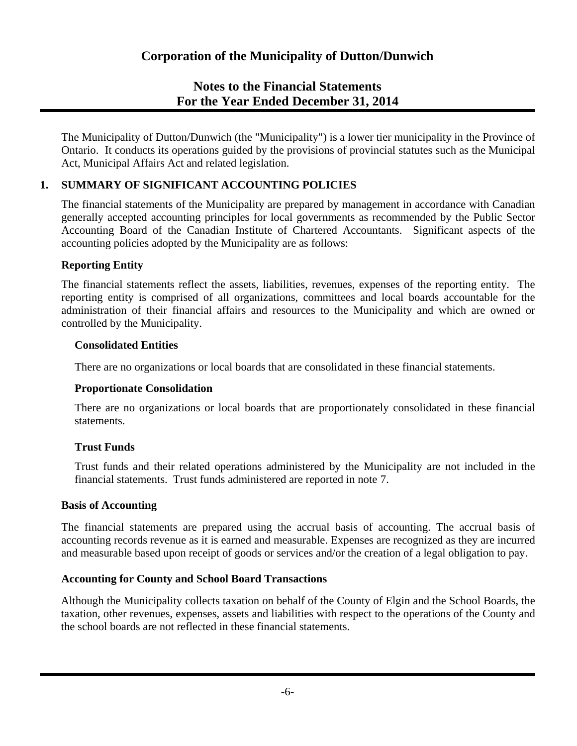# Corporation of the Municipality of Dutton/Dunwich

## Notes to the Financial Statements
## For the Year Ended December 31, 2014

The Municipality of Dutton/Dunwich (the "Municipality") is a lower tier municipality in the Province of Ontario. It conducts its operations guided by the provisions of provincial statutes such as the Municipal Act, Municipal Affairs Act and related legislation.

### 1. SUMMARY OF SIGNIFICANT ACCOUNTING POLICIES

The financial statements of the Municipality are prepared by management in accordance with Canadian generally accepted accounting principles for local governments as recommended by the Public Sector Accounting Board of the Canadian Institute of Chartered Accountants. Significant aspects of the accounting policies adopted by the Municipality are as follows:

**Reporting Entity**

The financial statements reflect the assets, liabilities, revenues, expenses of the reporting entity. The reporting entity is comprised of all organizations, committees and local boards accountable for the administration of their financial affairs and resources to the Municipality and which are owned or controlled by the Municipality.

**Consolidated Entities**

There are no organizations or local boards that are consolidated in these financial statements.

**Proportionate Consolidation**

There are no organizations or local boards that are proportionately consolidated in these financial statements.

**Trust Funds**

Trust funds and their related operations administered by the Municipality are not included in the financial statements. Trust funds administered are reported in note 7.

**Basis of Accounting**

The financial statements are prepared using the accrual basis of accounting. The accrual basis of accounting records revenue as it is earned and measurable. Expenses are recognized as they are incurred and measurable based upon receipt of goods or services and/or the creation of a legal obligation to pay.

**Accounting for County and School Board Transactions**

Although the Municipality collects taxation on behalf of the County of Elgin and the School Boards, the taxation, other revenues, expenses, assets and liabilities with respect to the operations of the County and the school boards are not reflected in these financial statements.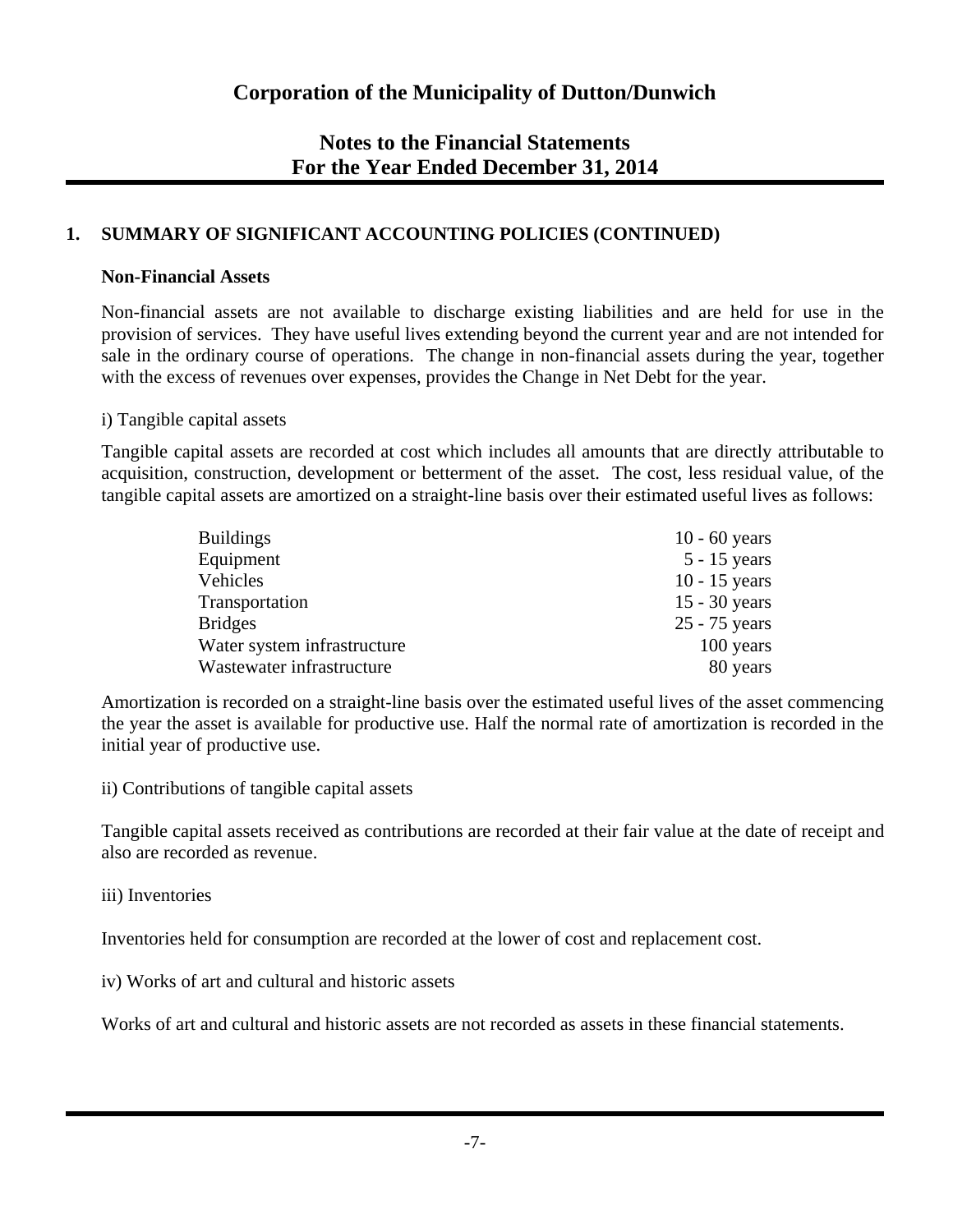# Corporation of the Municipality of Dutton/Dunwich

## Notes to the Financial Statements
## For the Year Ended December 31, 2014

### 1. SUMMARY OF SIGNIFICANT ACCOUNTING POLICIES (CONTINUED)

**Non-Financial Assets**

Non-financial assets are not available to discharge existing liabilities and are held for use in the provision of services. They have useful lives extending beyond the current year and are not intended for sale in the ordinary course of operations. The change in non-financial assets during the year, together with the excess of revenues over expenses, provides the Change in Net Debt for the year.

i) Tangible capital assets

Tangible capital assets are recorded at cost which includes all amounts that are directly attributable to acquisition, construction, development or betterment of the asset. The cost, less residual value, of the tangible capital assets are amortized on a straight-line basis over their estimated useful lives as follows:

| | |
|---|---|
| Buildings | 10 - 60 years |
| Equipment | 5 - 15 years |
| Vehicles | 10 - 15 years |
| Transportation | 15 - 30 years |
| Bridges | 25 - 75 years |
| Water system infrastructure | 100 years |
| Wastewater infrastructure | 80 years |

Amortization is recorded on a straight-line basis over the estimated useful lives of the asset commencing the year the asset is available for productive use. Half the normal rate of amortization is recorded in the initial year of productive use.

ii) Contributions of tangible capital assets

Tangible capital assets received as contributions are recorded at their fair value at the date of receipt and also are recorded as revenue.

iii) Inventories

Inventories held for consumption are recorded at the lower of cost and replacement cost.

iv) Works of art and cultural and historic assets

Works of art and cultural and historic assets are not recorded as assets in these financial statements.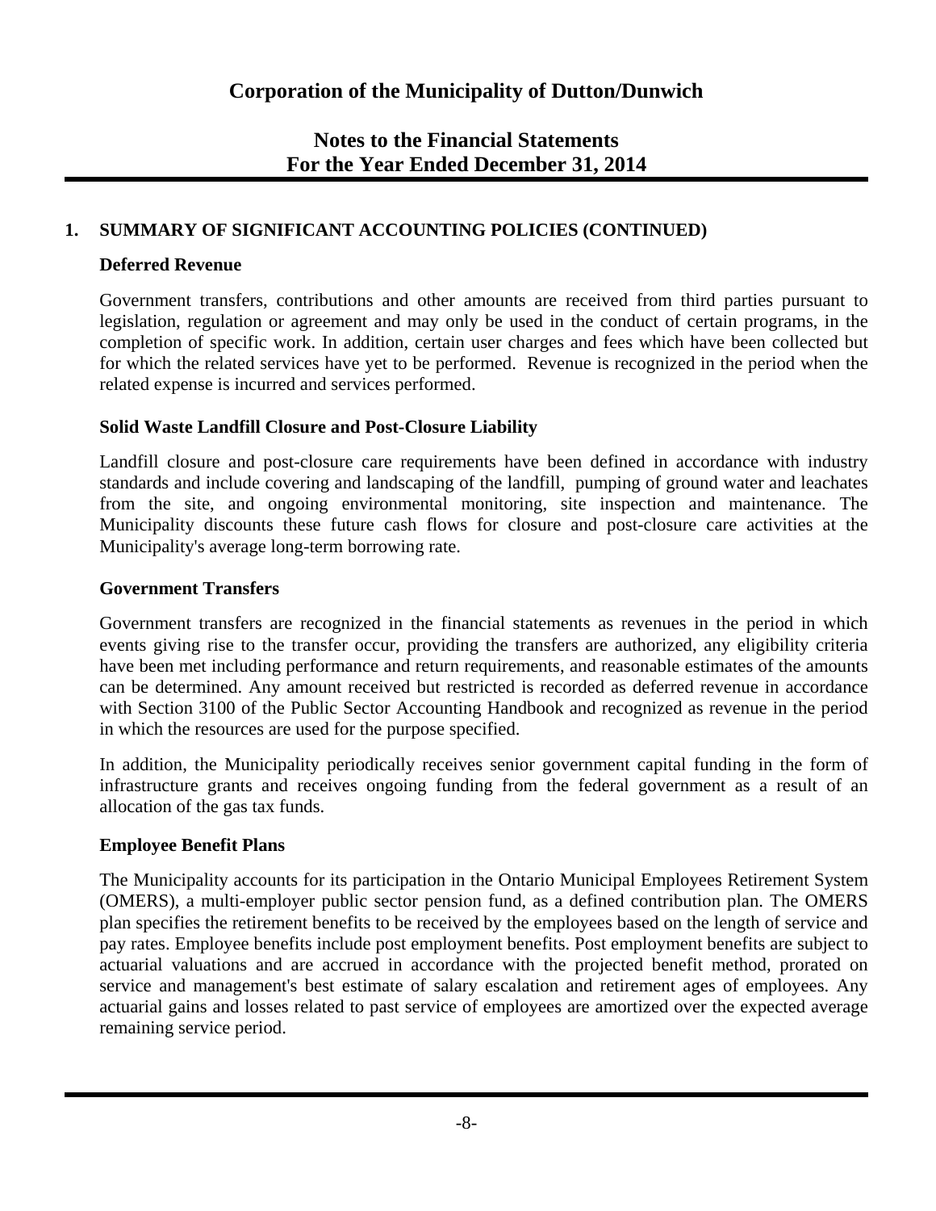# Corporation of the Municipality of Dutton/Dunwich

## Notes to the Financial Statements
## For the Year Ended December 31, 2014

### 1. SUMMARY OF SIGNIFICANT ACCOUNTING POLICIES (CONTINUED)

**Deferred Revenue**

Government transfers, contributions and other amounts are received from third parties pursuant to legislation, regulation or agreement and may only be used in the conduct of certain programs, in the completion of specific work. In addition, certain user charges and fees which have been collected but for which the related services have yet to be performed. Revenue is recognized in the period when the related expense is incurred and services performed.

**Solid Waste Landfill Closure and Post-Closure Liability**

Landfill closure and post-closure care requirements have been defined in accordance with industry standards and include covering and landscaping of the landfill, pumping of ground water and leachates from the site, and ongoing environmental monitoring, site inspection and maintenance. The Municipality discounts these future cash flows for closure and post-closure care activities at the Municipality's average long-term borrowing rate.

**Government Transfers**

Government transfers are recognized in the financial statements as revenues in the period in which events giving rise to the transfer occur, providing the transfers are authorized, any eligibility criteria have been met including performance and return requirements, and reasonable estimates of the amounts can be determined. Any amount received but restricted is recorded as deferred revenue in accordance with Section 3100 of the Public Sector Accounting Handbook and recognized as revenue in the period in which the resources are used for the purpose specified.

In addition, the Municipality periodically receives senior government capital funding in the form of infrastructure grants and receives ongoing funding from the federal government as a result of an allocation of the gas tax funds.

**Employee Benefit Plans**

The Municipality accounts for its participation in the Ontario Municipal Employees Retirement System (OMERS), a multi-employer public sector pension fund, as a defined contribution plan. The OMERS plan specifies the retirement benefits to be received by the employees based on the length of service and pay rates. Employee benefits include post employment benefits. Post employment benefits are subject to actuarial valuations and are accrued in accordance with the projected benefit method, prorated on service and management's best estimate of salary escalation and retirement ages of employees. Any actuarial gains and losses related to past service of employees are amortized over the expected average remaining service period.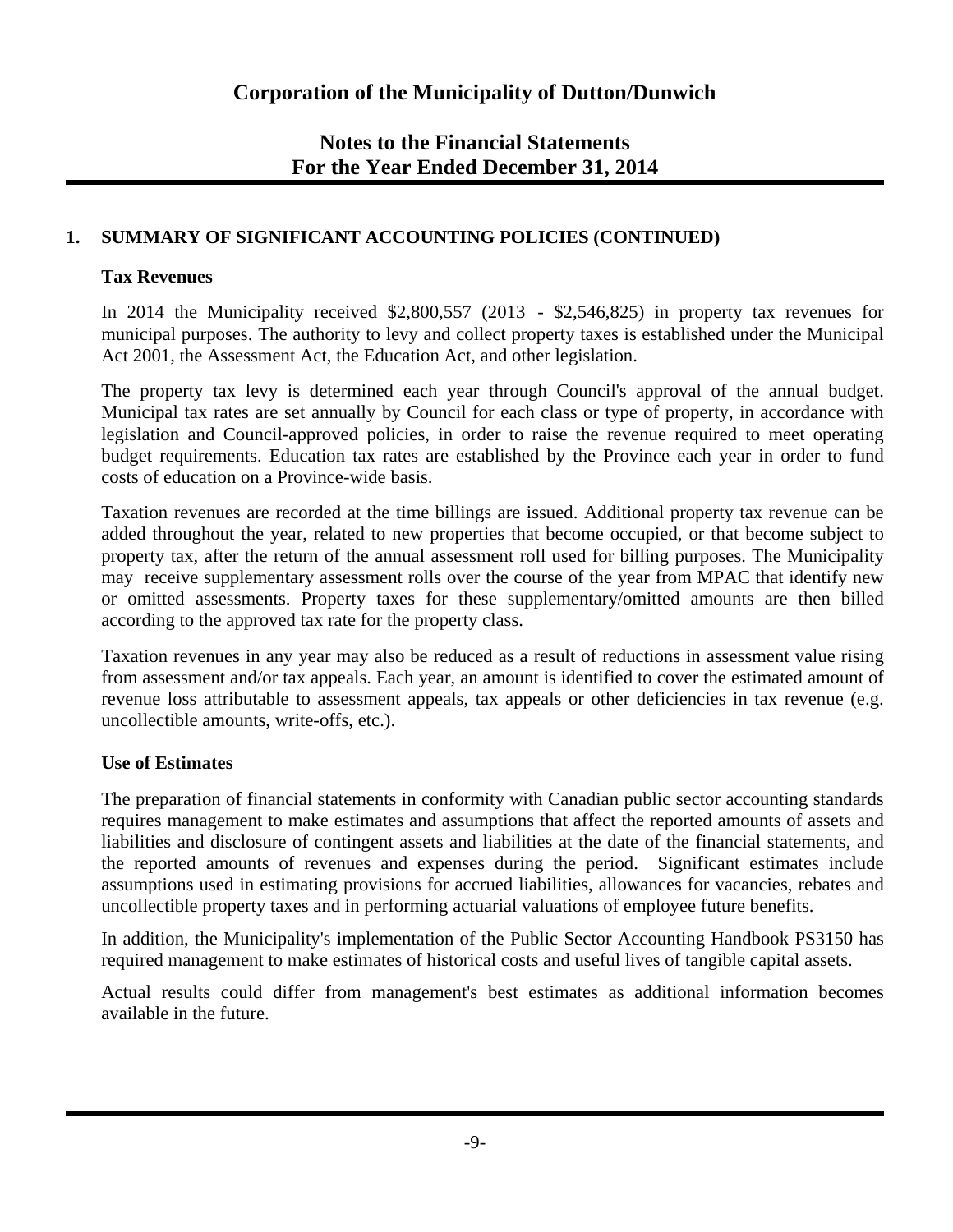# Corporation of the Municipality of Dutton/Dunwich

## Notes to the Financial Statements
## For the Year Ended December 31, 2014

### 1. SUMMARY OF SIGNIFICANT ACCOUNTING POLICIES (CONTINUED)

**Tax Revenues**

In 2014 the Municipality received $2,800,557 (2013 - $2,546,825) in property tax revenues for municipal purposes. The authority to levy and collect property taxes is established under the Municipal Act 2001, the Assessment Act, the Education Act, and other legislation.

The property tax levy is determined each year through Council's approval of the annual budget. Municipal tax rates are set annually by Council for each class or type of property, in accordance with legislation and Council-approved policies, in order to raise the revenue required to meet operating budget requirements. Education tax rates are established by the Province each year in order to fund costs of education on a Province-wide basis.

Taxation revenues are recorded at the time billings are issued. Additional property tax revenue can be added throughout the year, related to new properties that become occupied, or that become subject to property tax, after the return of the annual assessment roll used for billing purposes. The Municipality may receive supplementary assessment rolls over the course of the year from MPAC that identify new or omitted assessments. Property taxes for these supplementary/omitted amounts are then billed according to the approved tax rate for the property class.

Taxation revenues in any year may also be reduced as a result of reductions in assessment value rising from assessment and/or tax appeals. Each year, an amount is identified to cover the estimated amount of revenue loss attributable to assessment appeals, tax appeals or other deficiencies in tax revenue (e.g. uncollectible amounts, write-offs, etc.).

**Use of Estimates**

The preparation of financial statements in conformity with Canadian public sector accounting standards requires management to make estimates and assumptions that affect the reported amounts of assets and liabilities and disclosure of contingent assets and liabilities at the date of the financial statements, and the reported amounts of revenues and expenses during the period. Significant estimates include assumptions used in estimating provisions for accrued liabilities, allowances for vacancies, rebates and uncollectible property taxes and in performing actuarial valuations of employee future benefits.

In addition, the Municipality's implementation of the Public Sector Accounting Handbook PS3150 has required management to make estimates of historical costs and useful lives of tangible capital assets.

Actual results could differ from management's best estimates as additional information becomes available in the future.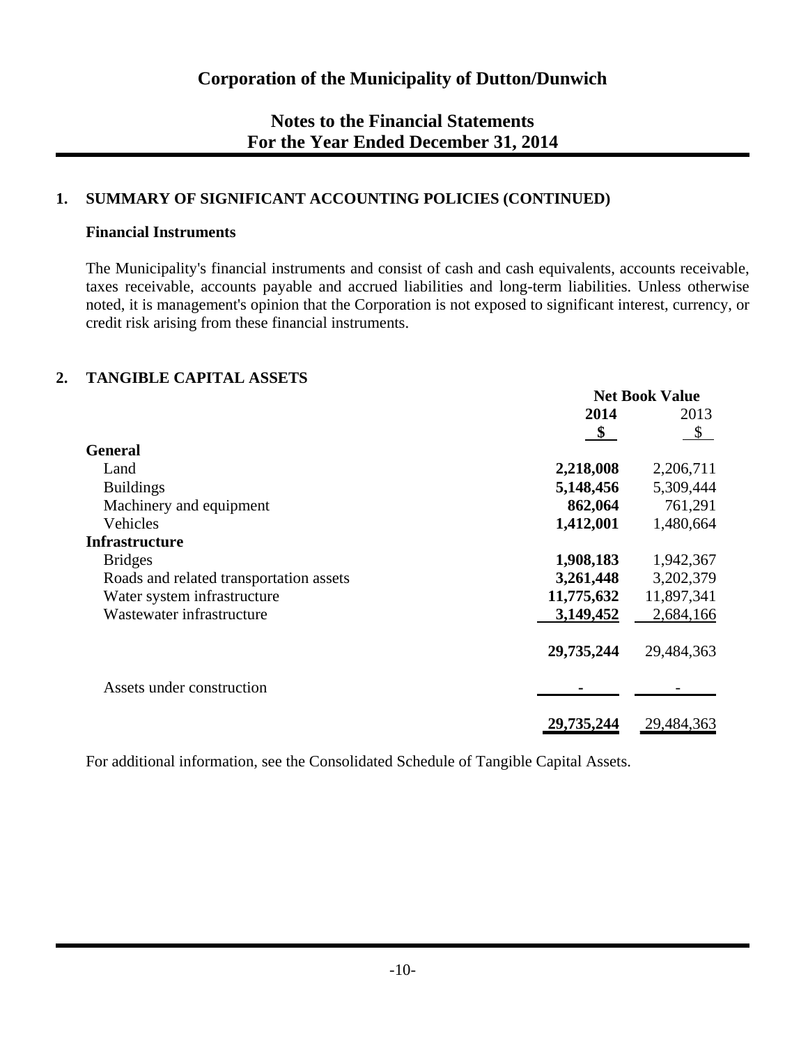# Corporation of the Municipality of Dutton/Dunwich

## Notes to the Financial Statements
## For the Year Ended December 31, 2014

### 1. SUMMARY OF SIGNIFICANT ACCOUNTING POLICIES (CONTINUED)

**Financial Instruments**

The Municipality's financial instruments and consist of cash and cash equivalents, accounts receivable, taxes receivable, accounts payable and accrued liabilities and long-term liabilities. Unless otherwise noted, it is management's opinion that the Corporation is not exposed to significant interest, currency, or credit risk arising from these financial instruments.

### 2. TANGIBLE CAPITAL ASSETS

| | Net Book Value | |
|---|---|---|
| | **2014** | 2013 |
| | **$** | $ |
| **General** | | |
| Land | **2,218,008** | 2,206,711 |
| Buildings | **5,148,456** | 5,309,444 |
| Machinery and equipment | **862,064** | 761,291 |
| Vehicles | **1,412,001** | 1,480,664 |
| **Infrastructure** | | |
| Bridges | **1,908,183** | 1,942,367 |
| Roads and related transportation assets | **3,261,448** | 3,202,379 |
| Water system infrastructure | **11,775,632** | 11,897,341 |
| Wastewater infrastructure | **3,149,452** | 2,684,166 |
| | **29,735,244** | 29,484,363 |
| Assets under construction | **-** | - |
| | **29,735,244** | 29,484,363 |

For additional information, see the Consolidated Schedule of Tangible Capital Assets.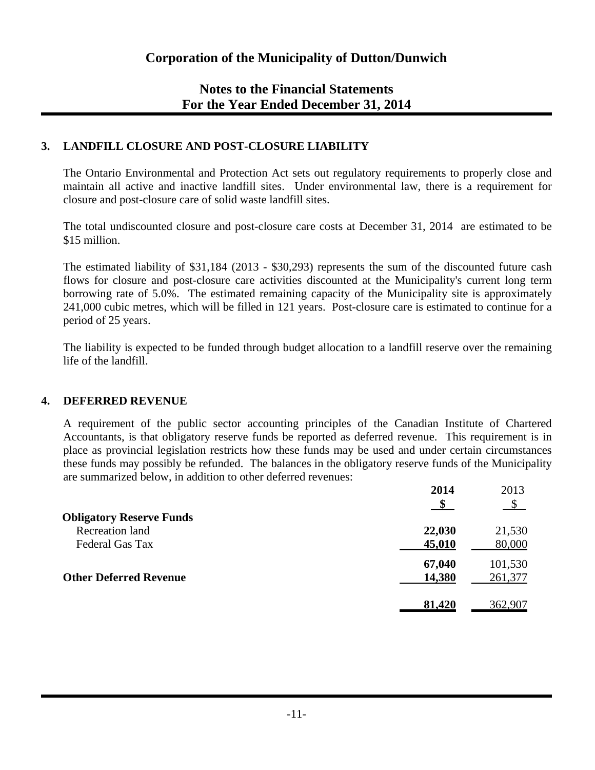# Corporation of the Municipality of Dutton/Dunwich

## Notes to the Financial Statements
## For the Year Ended December 31, 2014

### 3. LANDFILL CLOSURE AND POST-CLOSURE LIABILITY

The Ontario Environmental and Protection Act sets out regulatory requirements to properly close and maintain all active and inactive landfill sites. Under environmental law, there is a requirement for closure and post-closure care of solid waste landfill sites.

The total undiscounted closure and post-closure care costs at December 31, 2014 are estimated to be $15 million.

The estimated liability of $31,184 (2013 - $30,293) represents the sum of the discounted future cash flows for closure and post-closure care activities discounted at the Municipality's current long term borrowing rate of 5.0%. The estimated remaining capacity of the Municipality site is approximately 241,000 cubic metres, which will be filled in 121 years. Post-closure care is estimated to continue for a period of 25 years.

The liability is expected to be funded through budget allocation to a landfill reserve over the remaining life of the landfill.

### 4. DEFERRED REVENUE

A requirement of the public sector accounting principles of the Canadian Institute of Chartered Accountants, is that obligatory reserve funds be reported as deferred revenue. This requirement is in place as provincial legislation restricts how these funds may be used and under certain circumstances these funds may possibly be refunded. The balances in the obligatory reserve funds of the Municipality are summarized below, in addition to other deferred revenues:

| | **2014** | 2013 |
|---|---|---|
| | **$** | $ |
| **Obligatory Reserve Funds** | | |
| Recreation land | **22,030** | 21,530 |
| Federal Gas Tax | **45,010** | 80,000 |
| | **67,040** | 101,530 |
| **Other Deferred Revenue** | **14,380** | 261,377 |
| | **81,420** | 362,907 |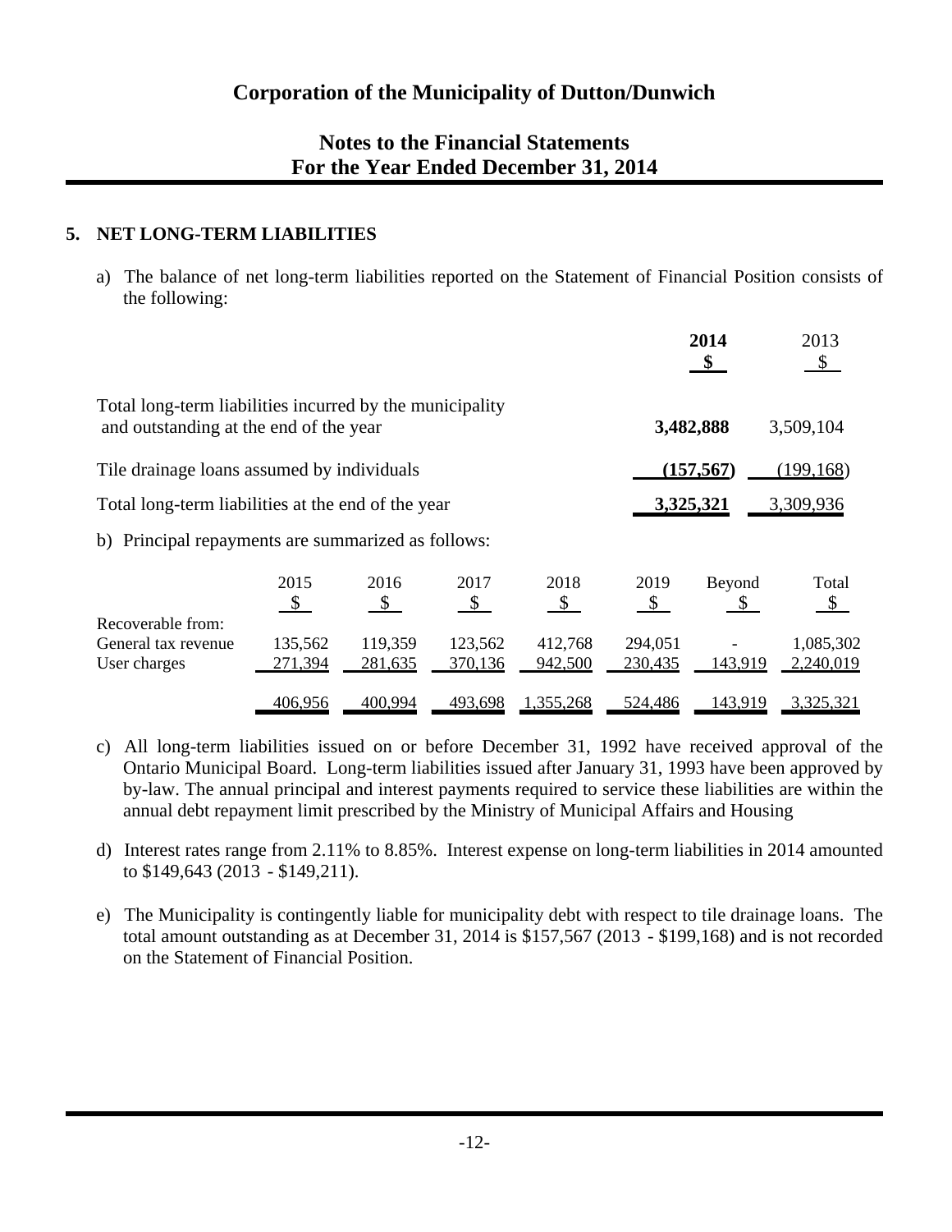# Corporation of the Municipality of Dutton/Dunwich

## Notes to the Financial Statements
## For the Year Ended December 31, 2014

### 5. NET LONG-TERM LIABILITIES

a) The balance of net long-term liabilities reported on the Statement of Financial Position consists of the following:

| | **2014** **$** | 2013 $ |
|---|---|---|
| Total long-term liabilities incurred by the municipality and outstanding at the end of the year | **3,482,888** | 3,509,104 |
| Tile drainage loans assumed by individuals | **(157,567)** | (199,168) |
| Total long-term liabilities at the end of the year | **3,325,321** | 3,309,936 |

b) Principal repayments are summarized as follows:

| | 2015 $ | 2016 $ | 2017 $ | 2018 $ | 2019 $ | Beyond $ | Total $ |
|---|---|---|---|---|---|---|---|
| Recoverable from: | | | | | | | |
| General tax revenue | 135,562 | 119,359 | 123,562 | 412,768 | 294,051 | - | 1,085,302 |
| User charges | 271,394 | 281,635 | 370,136 | 942,500 | 230,435 | 143,919 | 2,240,019 |
| | 406,956 | 400,994 | 493,698 | 1,355,268 | 524,486 | 143,919 | 3,325,321 |

c) All long-term liabilities issued on or before December 31, 1992 have received approval of the Ontario Municipal Board. Long-term liabilities issued after January 31, 1993 have been approved by by-law. The annual principal and interest payments required to service these liabilities are within the annual debt repayment limit prescribed by the Ministry of Municipal Affairs and Housing

d) Interest rates range from 2.11% to 8.85%. Interest expense on long-term liabilities in 2014 amounted to $149,643 (2013 - $149,211).

e) The Municipality is contingently liable for municipality debt with respect to tile drainage loans. The total amount outstanding as at December 31, 2014 is $157,567 (2013 - $199,168) and is not recorded on the Statement of Financial Position.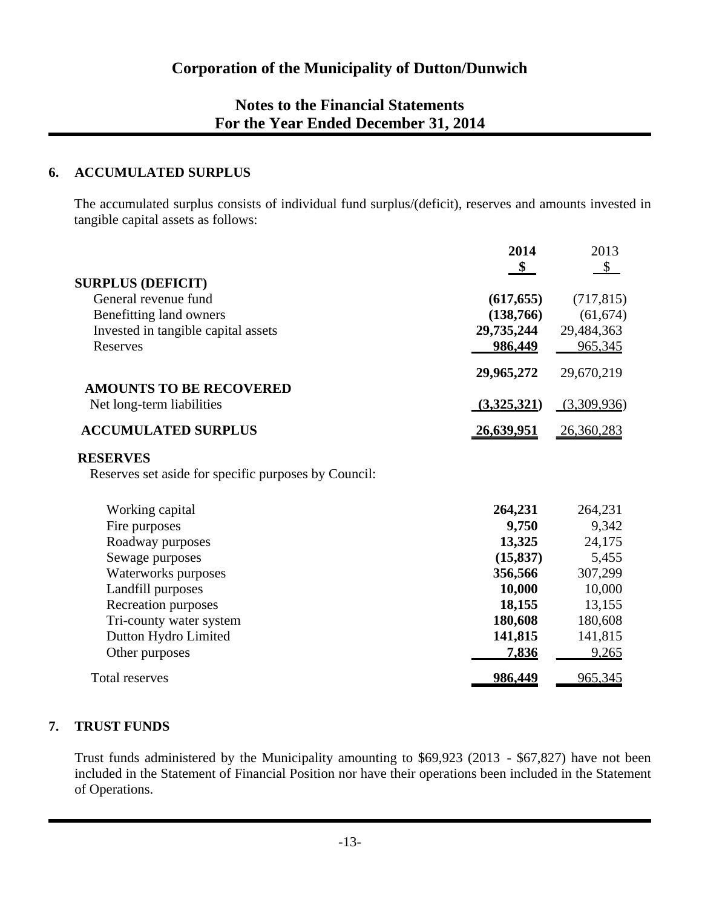# Corporation of the Municipality of Dutton/Dunwich

## Notes to the Financial Statements
## For the Year Ended December 31, 2014

### 6. ACCUMULATED SURPLUS

The accumulated surplus consists of individual fund surplus/(deficit), reserves and amounts invested in tangible capital assets as follows:

| | **2014** | 2013 |
|---|---|---|
| | **$** | $ |
| **SURPLUS (DEFICIT)** | | |
| General revenue fund | **(617,655)** | (717,815) |
| Benefitting land owners | **(138,766)** | (61,674) |
| Invested in tangible capital assets | **29,735,244** | 29,484,363 |
| Reserves | **986,449** | 965,345 |
| | **29,965,272** | 29,670,219 |
| **AMOUNTS TO BE RECOVERED** | | |
| Net long-term liabilities | **(3,325,321)** | (3,309,936) |
| **ACCUMULATED SURPLUS** | **26,639,951** | 26,360,283 |

**RESERVES**

Reserves set aside for specific purposes by Council:

| | **2014** | 2013 |
|---|---|---|
| Working capital | **264,231** | 264,231 |
| Fire purposes | **9,750** | 9,342 |
| Roadway purposes | **13,325** | 24,175 |
| Sewage purposes | **(15,837)** | 5,455 |
| Waterworks purposes | **356,566** | 307,299 |
| Landfill purposes | **10,000** | 10,000 |
| Recreation purposes | **18,155** | 13,155 |
| Tri-county water system | **180,608** | 180,608 |
| Dutton Hydro Limited | **141,815** | 141,815 |
| Other purposes | **7,836** | 9,265 |
| Total reserves | **986,449** | 965,345 |

### 7. TRUST FUNDS

Trust funds administered by the Municipality amounting to $69,923 (2013 - $67,827) have not been included in the Statement of Financial Position nor have their operations been included in the Statement of Operations.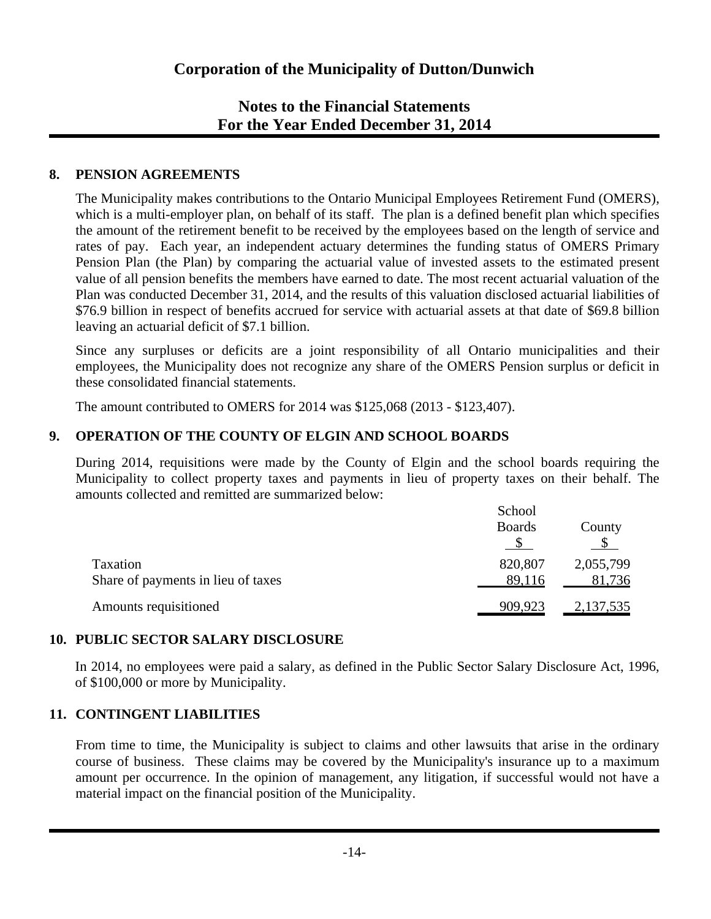# Corporation of the Municipality of Dutton/Dunwich

## Notes to the Financial Statements
## For the Year Ended December 31, 2014

### 8. PENSION AGREEMENTS

The Municipality makes contributions to the Ontario Municipal Employees Retirement Fund (OMERS), which is a multi-employer plan, on behalf of its staff. The plan is a defined benefit plan which specifies the amount of the retirement benefit to be received by the employees based on the length of service and rates of pay. Each year, an independent actuary determines the funding status of OMERS Primary Pension Plan (the Plan) by comparing the actuarial value of invested assets to the estimated present value of all pension benefits the members have earned to date. The most recent actuarial valuation of the Plan was conducted December 31, 2014, and the results of this valuation disclosed actuarial liabilities of $76.9 billion in respect of benefits accrued for service with actuarial assets at that date of $69.8 billion leaving an actuarial deficit of $7.1 billion.

Since any surpluses or deficits are a joint responsibility of all Ontario municipalities and their employees, the Municipality does not recognize any share of the OMERS Pension surplus or deficit in these consolidated financial statements.

The amount contributed to OMERS for 2014 was $125,068 (2013 - $123,407).

### 9. OPERATION OF THE COUNTY OF ELGIN AND SCHOOL BOARDS

During 2014, requisitions were made by the County of Elgin and the school boards requiring the Municipality to collect property taxes and payments in lieu of property taxes on their behalf. The amounts collected and remitted are summarized below:

| | School Boards $ | County $ |
|---|---|---|
| Taxation | 820,807 | 2,055,799 |
| Share of payments in lieu of taxes | 89,116 | 81,736 |
| Amounts requisitioned | 909,923 | 2,137,535 |

### 10. PUBLIC SECTOR SALARY DISCLOSURE

In 2014, no employees were paid a salary, as defined in the Public Sector Salary Disclosure Act, 1996, of $100,000 or more by Municipality.

### 11. CONTINGENT LIABILITIES

From time to time, the Municipality is subject to claims and other lawsuits that arise in the ordinary course of business. These claims may be covered by the Municipality's insurance up to a maximum amount per occurrence. In the opinion of management, any litigation, if successful would not have a material impact on the financial position of the Municipality.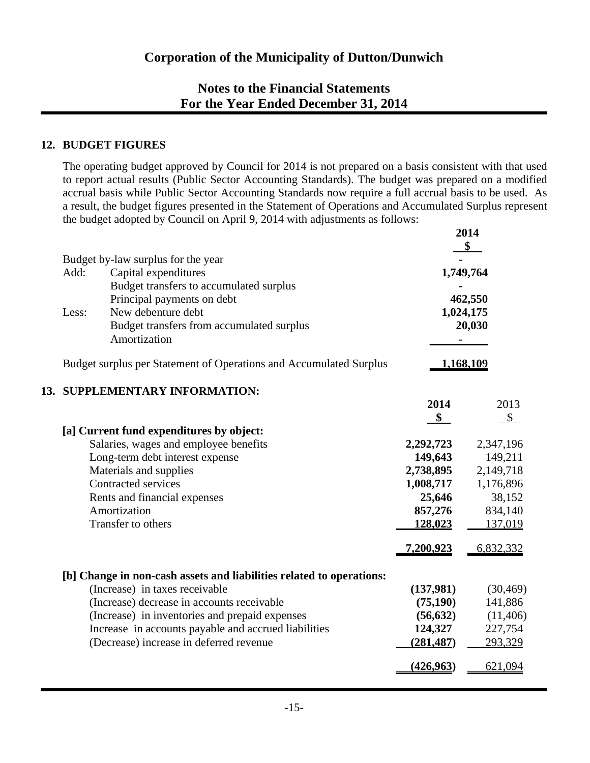# Corporation of the Municipality of Dutton/Dunwich

## Notes to the Financial Statements
## For the Year Ended December 31, 2014

### 12. BUDGET FIGURES

The operating budget approved by Council for 2014 is not prepared on a basis consistent with that used to report actual results (Public Sector Accounting Standards). The budget was prepared on a modified accrual basis while Public Sector Accounting Standards now require a full accrual basis to be used. As a result, the budget figures presented in the Statement of Operations and Accumulated Surplus represent the budget adopted by Council on April 9, 2014 with adjustments as follows:

| | | 2014 |
|---|---|---|
| | | **$** |
| Budget by-law surplus for the year | | **-** |
| Add: | Capital expenditures | **1,749,764** |
| | Budget transfers to accumulated surplus | **-** |
| | Principal payments on debt | **462,550** |
| Less: | New debenture debt | **1,024,175** |
| | Budget transfers from accumulated surplus | **20,030** |
| | Amortization | **-** |
| Budget surplus per Statement of Operations and Accumulated Surplus | | **1,168,109** |

### 13. SUPPLEMENTARY INFORMATION:

| | 2014 | 2013 |
|---|---|---|
| | **$** | $ |
| **[a] Current fund expenditures by object:** | | |
| Salaries, wages and employee benefits | **2,292,723** | 2,347,196 |
| Long-term debt interest expense | **149,643** | 149,211 |
| Materials and supplies | **2,738,895** | 2,149,718 |
| Contracted services | **1,008,717** | 1,176,896 |
| Rents and financial expenses | **25,646** | 38,152 |
| Amortization | **857,276** | 834,140 |
| Transfer to others | **128,023** | 137,019 |
| | **7,200,923** | 6,832,332 |
| **[b] Change in non-cash assets and liabilities related to operations:** | | |
| (Increase) in taxes receivable | **(137,981)** | (30,469) |
| (Increase) decrease in accounts receivable | **(75,190)** | 141,886 |
| (Increase) in inventories and prepaid expenses | **(56,632)** | (11,406) |
| Increase in accounts payable and accrued liabilities | **124,327** | 227,754 |
| (Decrease) increase in deferred revenue | **(281,487)** | 293,329 |
| | **(426,963)** | 621,094 |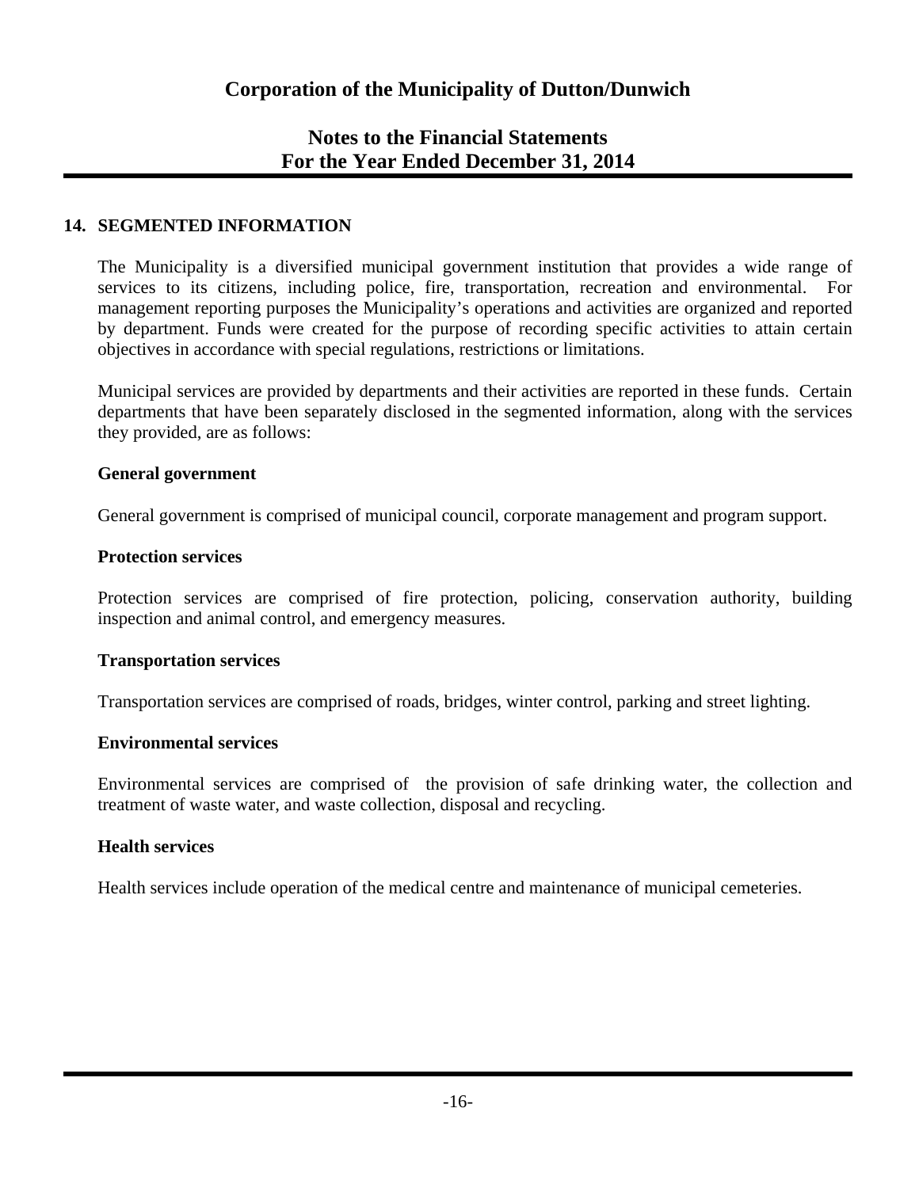## 14. SEGMENTED INFORMATION

The Municipality is a diversified municipal government institution that provides a wide range of services to its citizens, including police, fire, transportation, recreation and environmental. For management reporting purposes the Municipality's operations and activities are organized and reported by department. Funds were created for the purpose of recording specific activities to attain certain objectives in accordance with special regulations, restrictions or limitations.

Municipal services are provided by departments and their activities are reported in these funds. Certain departments that have been separately disclosed in the segmented information, along with the services they provided, are as follows:

**General government**

General government is comprised of municipal council, corporate management and program support.

**Protection services**

Protection services are comprised of fire protection, policing, conservation authority, building inspection and animal control, and emergency measures.

**Transportation services**

Transportation services are comprised of roads, bridges, winter control, parking and street lighting.

**Environmental services**

Environmental services are comprised of the provision of safe drinking water, the collection and treatment of waste water, and waste collection, disposal and recycling.

**Health services**

Health services include operation of the medical centre and maintenance of municipal cemeteries.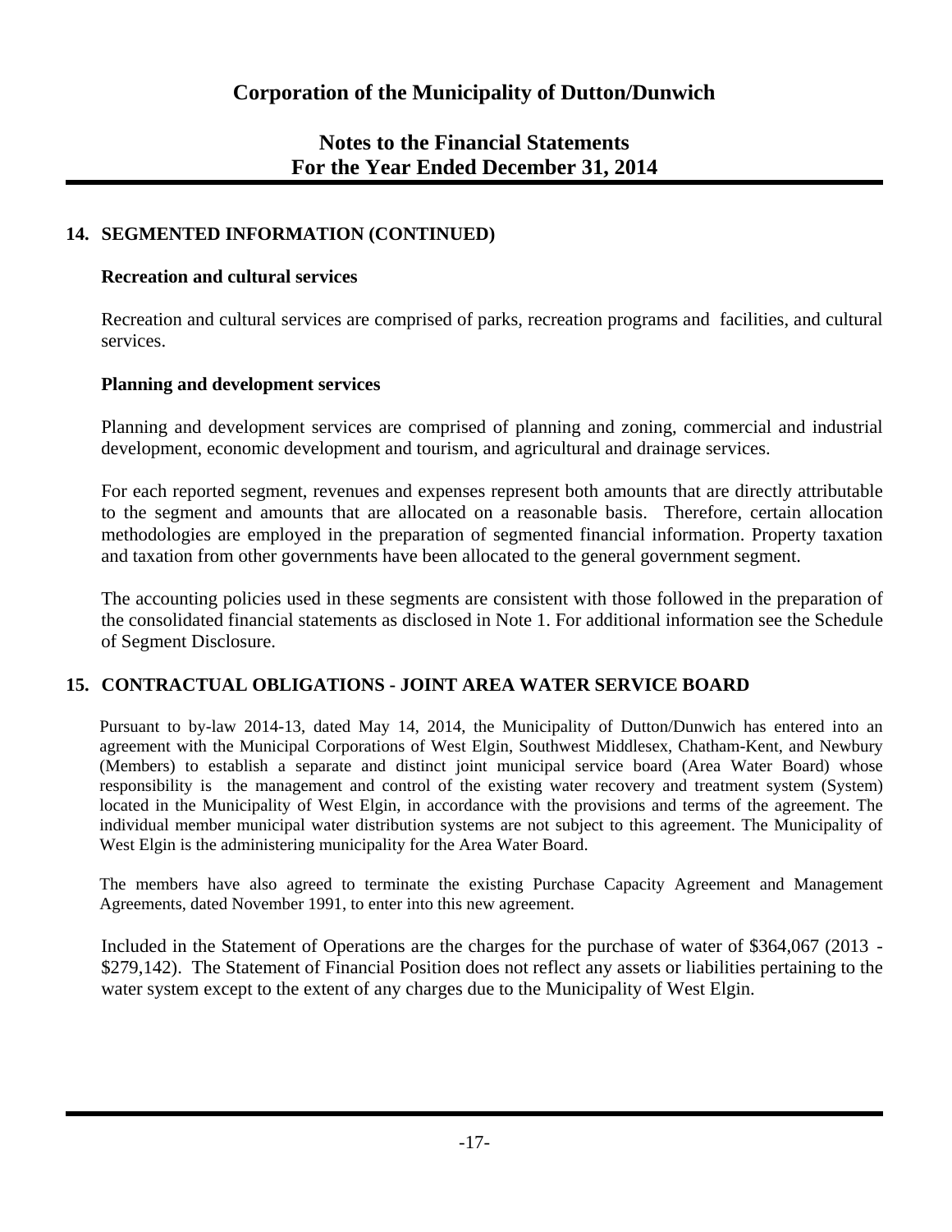# Corporation of the Municipality of Dutton/Dunwich

## Notes to the Financial Statements
## For the Year Ended December 31, 2014

### 14. SEGMENTED INFORMATION (CONTINUED)

**Recreation and cultural services**

Recreation and cultural services are comprised of parks, recreation programs and facilities, and cultural services.

**Planning and development services**

Planning and development services are comprised of planning and zoning, commercial and industrial development, economic development and tourism, and agricultural and drainage services.

For each reported segment, revenues and expenses represent both amounts that are directly attributable to the segment and amounts that are allocated on a reasonable basis. Therefore, certain allocation methodologies are employed in the preparation of segmented financial information. Property taxation and taxation from other governments have been allocated to the general government segment.

The accounting policies used in these segments are consistent with those followed in the preparation of the consolidated financial statements as disclosed in Note 1. For additional information see the Schedule of Segment Disclosure.

### 15. CONTRACTUAL OBLIGATIONS - JOINT AREA WATER SERVICE BOARD

Pursuant to by-law 2014-13, dated May 14, 2014, the Municipality of Dutton/Dunwich has entered into an agreement with the Municipal Corporations of West Elgin, Southwest Middlesex, Chatham-Kent, and Newbury (Members) to establish a separate and distinct joint municipal service board (Area Water Board) whose responsibility is the management and control of the existing water recovery and treatment system (System) located in the Municipality of West Elgin, in accordance with the provisions and terms of the agreement. The individual member municipal water distribution systems are not subject to this agreement. The Municipality of West Elgin is the administering municipality for the Area Water Board.

The members have also agreed to terminate the existing Purchase Capacity Agreement and Management Agreements, dated November 1991, to enter into this new agreement.

Included in the Statement of Operations are the charges for the purchase of water of $364,067 (2013 - $279,142). The Statement of Financial Position does not reflect any assets or liabilities pertaining to the water system except to the extent of any charges due to the Municipality of West Elgin.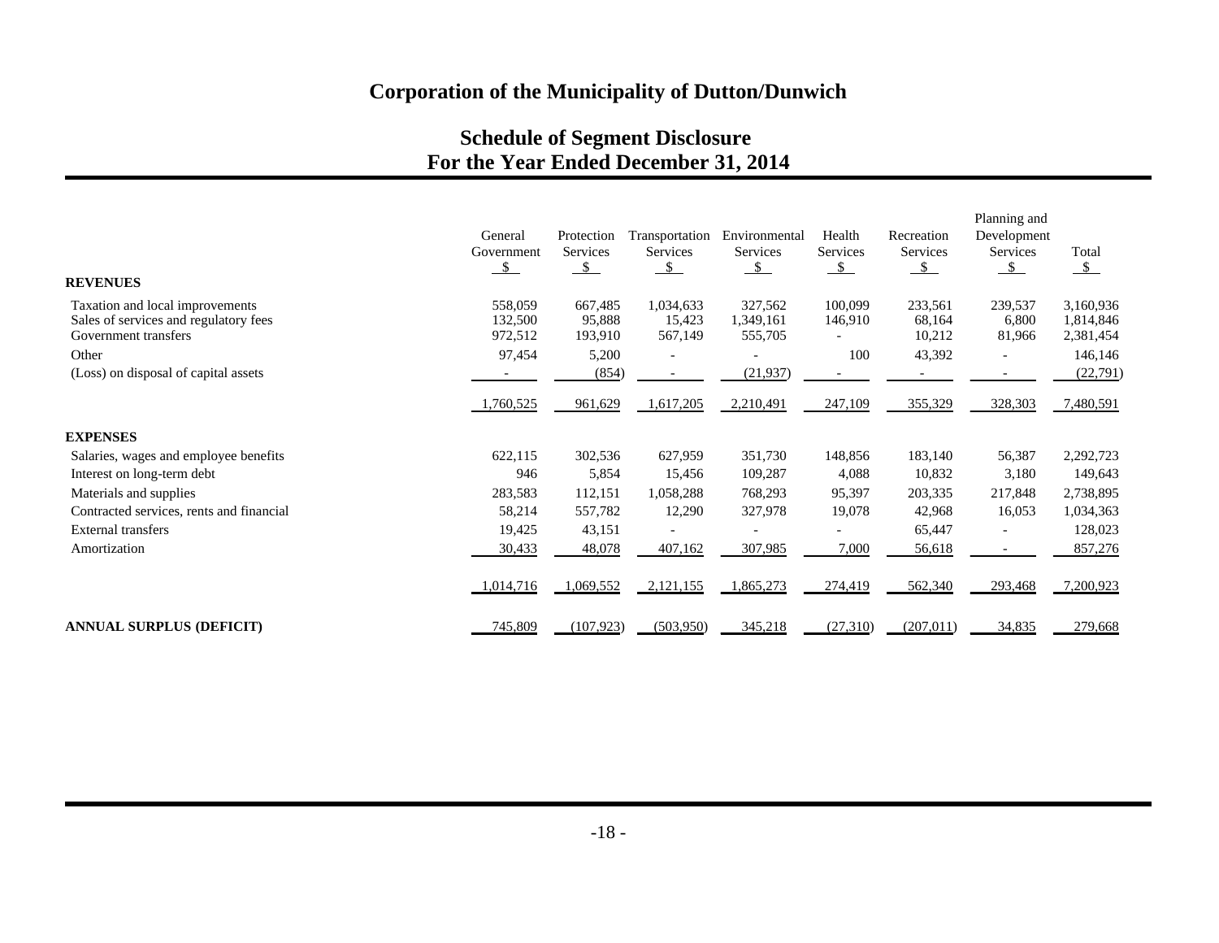# Corporation of the Municipality of Dutton/Dunwich

## Schedule of Segment Disclosure
## For the Year Ended December 31, 2014

| | General Government $ | Protection Services $ | Transportation Services $ | Environmental Services $ | Health Services $ | Recreation Services $ | Planning and Development Services $ | Total $ |
|---|---|---|---|---|---|---|---|---|
| **REVENUES** | | | | | | | | |
| Taxation and local improvements | 558,059 | 667,485 | 1,034,633 | 327,562 | 100,099 | 233,561 | 239,537 | 3,160,936 |
| Sales of services and regulatory fees | 132,500 | 95,888 | 15,423 | 1,349,161 | 146,910 | 68,164 | 6,800 | 1,814,846 |
| Government transfers | 972,512 | 193,910 | 567,149 | 555,705 | - | 10,212 | 81,966 | 2,381,454 |
| Other | 97,454 | 5,200 | - | - | 100 | 43,392 | - | 146,146 |
| (Loss) on disposal of capital assets | - | (854) | - | (21,937) | - | - | - | (22,791) |
| | 1,760,525 | 961,629 | 1,617,205 | 2,210,491 | 247,109 | 355,329 | 328,303 | 7,480,591 |
| **EXPENSES** | | | | | | | | |
| Salaries, wages and employee benefits | 622,115 | 302,536 | 627,959 | 351,730 | 148,856 | 183,140 | 56,387 | 2,292,723 |
| Interest on long-term debt | 946 | 5,854 | 15,456 | 109,287 | 4,088 | 10,832 | 3,180 | 149,643 |
| Materials and supplies | 283,583 | 112,151 | 1,058,288 | 768,293 | 95,397 | 203,335 | 217,848 | 2,738,895 |
| Contracted services, rents and financial | 58,214 | 557,782 | 12,290 | 327,978 | 19,078 | 42,968 | 16,053 | 1,034,363 |
| External transfers | 19,425 | 43,151 | - | - | - | 65,447 | - | 128,023 |
| Amortization | 30,433 | 48,078 | 407,162 | 307,985 | 7,000 | 56,618 | - | 857,276 |
| | 1,014,716 | 1,069,552 | 2,121,155 | 1,865,273 | 274,419 | 562,340 | 293,468 | 7,200,923 |
| **ANNUAL SURPLUS (DEFICIT)** | 745,809 | (107,923) | (503,950) | 345,218 | (27,310) | (207,011) | 34,835 | 279,668 |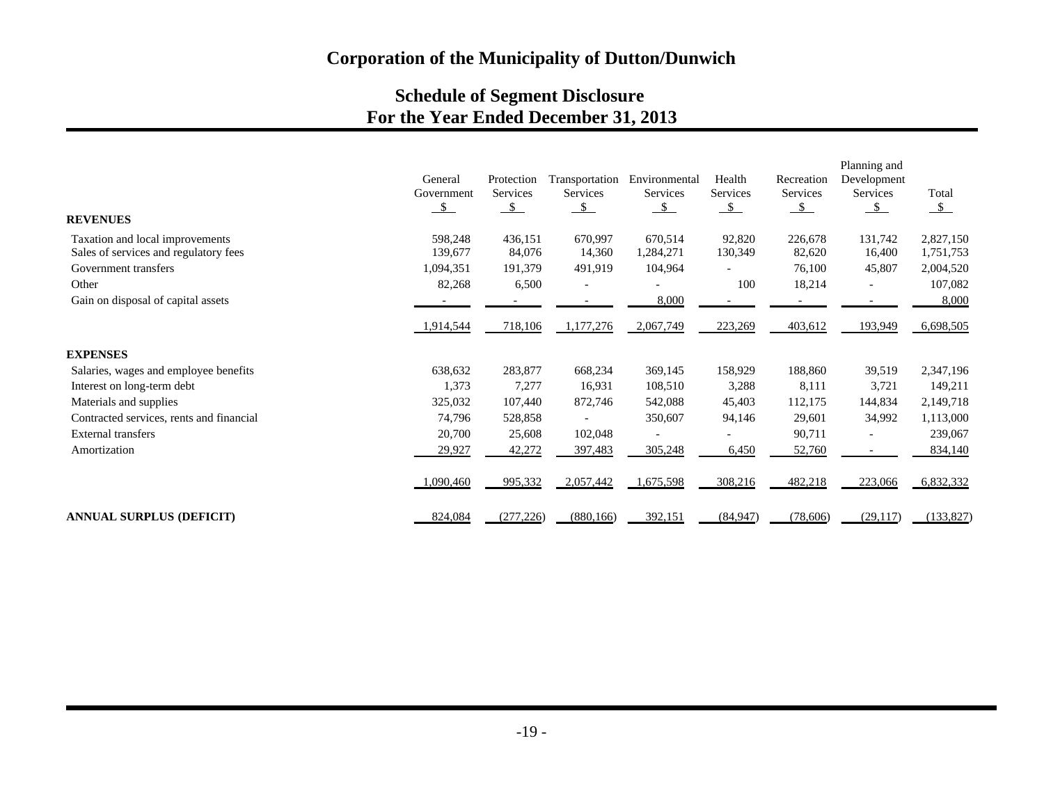# Corporation of the Municipality of Dutton/Dunwich

## Schedule of Segment Disclosure
## For the Year Ended December 31, 2013

| | General Government | Protection Services | Transportation Services | Environmental Services | Health Services | Recreation Services | Planning and Development Services | Total |
|---|---|---|---|---|---|---|---|---|
| | $ | $ | $ | $ | $ | $ | $ | $ |
| **REVENUES** | | | | | | | | |
| Taxation and local improvements | 598,248 | 436,151 | 670,997 | 670,514 | 92,820 | 226,678 | 131,742 | 2,827,150 |
| Sales of services and regulatory fees | 139,677 | 84,076 | 14,360 | 1,284,271 | 130,349 | 82,620 | 16,400 | 1,751,753 |
| Government transfers | 1,094,351 | 191,379 | 491,919 | 104,964 | - | 76,100 | 45,807 | 2,004,520 |
| Other | 82,268 | 6,500 | - | - | 100 | 18,214 | - | 107,082 |
| Gain on disposal of capital assets | - | - | - | 8,000 | - | - | - | 8,000 |
| | 1,914,544 | 718,106 | 1,177,276 | 2,067,749 | 223,269 | 403,612 | 193,949 | 6,698,505 |
| **EXPENSES** | | | | | | | | |
| Salaries, wages and employee benefits | 638,632 | 283,877 | 668,234 | 369,145 | 158,929 | 188,860 | 39,519 | 2,347,196 |
| Interest on long-term debt | 1,373 | 7,277 | 16,931 | 108,510 | 3,288 | 8,111 | 3,721 | 149,211 |
| Materials and supplies | 325,032 | 107,440 | 872,746 | 542,088 | 45,403 | 112,175 | 144,834 | 2,149,718 |
| Contracted services, rents and financial | 74,796 | 528,858 | - | 350,607 | 94,146 | 29,601 | 34,992 | 1,113,000 |
| External transfers | 20,700 | 25,608 | 102,048 | - | - | 90,711 | - | 239,067 |
| Amortization | 29,927 | 42,272 | 397,483 | 305,248 | 6,450 | 52,760 | - | 834,140 |
| | 1,090,460 | 995,332 | 2,057,442 | 1,675,598 | 308,216 | 482,218 | 223,066 | 6,832,332 |
| **ANNUAL SURPLUS (DEFICIT)** | 824,084 | (277,226) | (880,166) | 392,151 | (84,947) | (78,606) | (29,117) | (133,827) |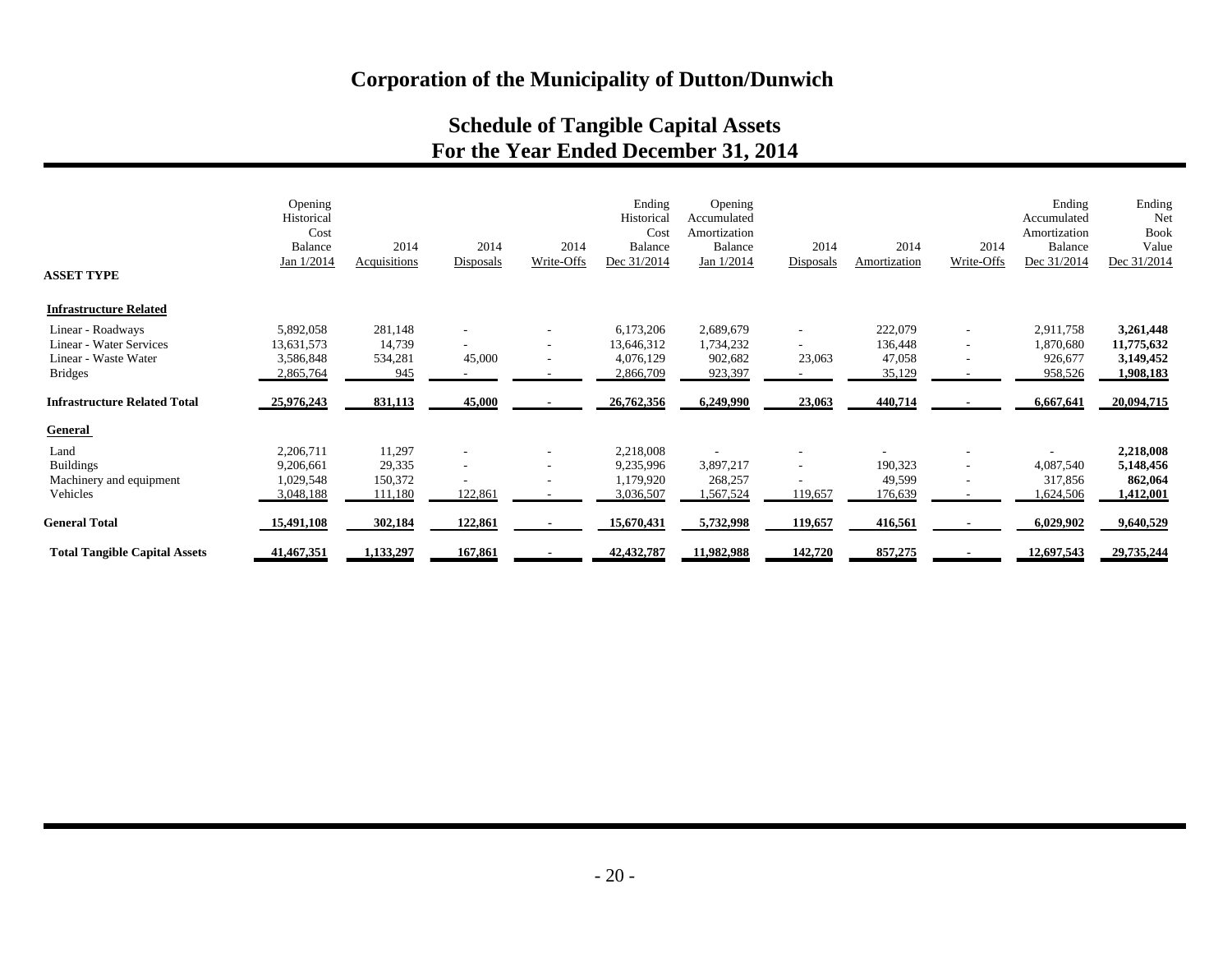# Corporation of the Municipality of Dutton/Dunwich

## Schedule of Tangible Capital Assets
## For the Year Ended December 31, 2014

| ASSET TYPE | Opening Historical Cost Balance Jan 1/2014 | 2014 Acquisitions | 2014 Disposals | 2014 Write-Offs | Ending Historical Cost Balance Dec 31/2014 | Opening Accumulated Amortization Balance Jan 1/2014 | 2014 Disposals | 2014 Amortization | 2014 Write-Offs | Ending Accumulated Amortization Balance Dec 31/2014 | Ending Net Book Value Dec 31/2014 |
|---|---|---|---|---|---|---|---|---|---|---|---|
| **Infrastructure Related** | | | | | | | | | | | |
| Linear - Roadways | 5,892,058 | 281,148 | - | - | 6,173,206 | 2,689,679 | - | 222,079 | - | 2,911,758 | **3,261,448** |
| Linear - Water Services | 13,631,573 | 14,739 | - | - | 13,646,312 | 1,734,232 | - | 136,448 | - | 1,870,680 | **11,775,632** |
| Linear - Waste Water | 3,586,848 | 534,281 | 45,000 | - | 4,076,129 | 902,682 | 23,063 | 47,058 | - | 926,677 | **3,149,452** |
| Bridges | 2,865,764 | 945 | - | - | 2,866,709 | 923,397 | - | 35,129 | - | 958,526 | **1,908,183** |
| **Infrastructure Related Total** | **25,976,243** | **831,113** | **45,000** | **-** | **26,762,356** | **6,249,990** | **23,063** | **440,714** | **-** | **6,667,641** | **20,094,715** |
| **General** | | | | | | | | | | | |
| Land | 2,206,711 | 11,297 | - | - | 2,218,008 | - | - | - | - | - | **2,218,008** |
| Buildings | 9,206,661 | 29,335 | - | - | 9,235,996 | 3,897,217 | - | 190,323 | - | 4,087,540 | **5,148,456** |
| Machinery and equipment | 1,029,548 | 150,372 | - | - | 1,179,920 | 268,257 | - | 49,599 | - | 317,856 | **862,064** |
| Vehicles | 3,048,188 | 111,180 | 122,861 | - | 3,036,507 | 1,567,524 | 119,657 | 176,639 | - | 1,624,506 | **1,412,001** |
| **General Total** | **15,491,108** | **302,184** | **122,861** | **-** | **15,670,431** | **5,732,998** | **119,657** | **416,561** | **-** | **6,029,902** | **9,640,529** |
| **Total Tangible Capital Assets** | **41,467,351** | **1,133,297** | **167,861** | **-** | **42,432,787** | **11,982,988** | **142,720** | **857,275** | **-** | **12,697,543** | **29,735,244** |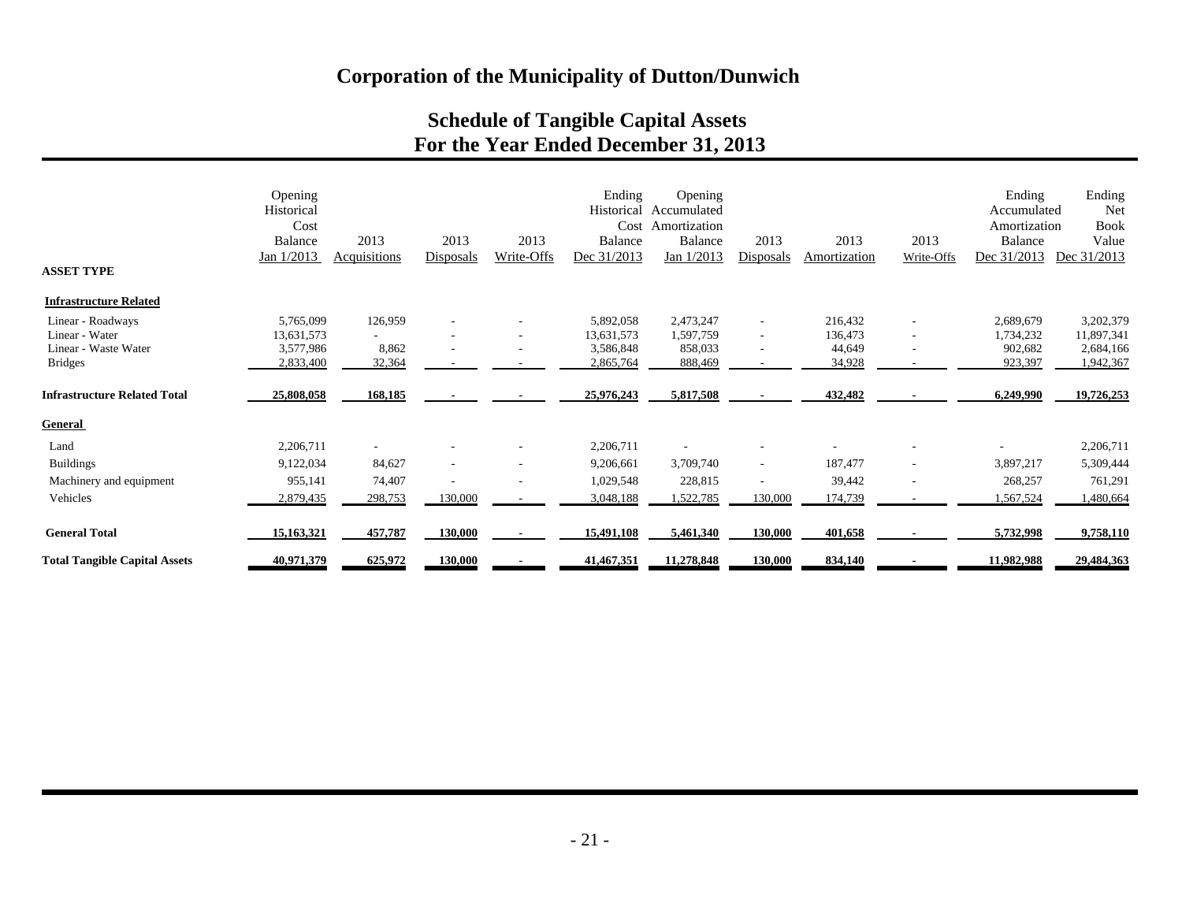# Corporation of the Municipality of Dutton/Dunwich

## Schedule of Tangible Capital Assets
## For the Year Ended December 31, 2013

| ASSET TYPE | Opening Historical Cost Balance Jan 1/2013 | 2013 Acquisitions | 2013 Disposals | 2013 Write-Offs | Ending Historical Cost Balance Dec 31/2013 | Opening Accumulated Amortization Balance Jan 1/2013 | 2013 Disposals | 2013 Amortization | 2013 Write-Offs | Ending Accumulated Amortization Balance Dec 31/2013 | Ending Net Book Value Dec 31/2013 |
|---|---|---|---|---|---|---|---|---|---|---|---|
| **Infrastructure Related** | | | | | | | | | | | |
| Linear - Roadways | 5,765,099 | 126,959 | - | - | 5,892,058 | 2,473,247 | - | 216,432 | - | 2,689,679 | 3,202,379 |
| Linear - Water | 13,631,573 | - | - | - | 13,631,573 | 1,597,759 | - | 136,473 | - | 1,734,232 | 11,897,341 |
| Linear - Waste Water | 3,577,986 | 8,862 | - | - | 3,586,848 | 858,033 | - | 44,649 | - | 902,682 | 2,684,166 |
| Bridges | 2,833,400 | 32,364 | - | - | 2,865,764 | 888,469 | - | 34,928 | - | 923,397 | 1,942,367 |
| **Infrastructure Related Total** | **25,808,058** | **168,185** | **-** | **-** | **25,976,243** | **5,817,508** | **-** | **432,482** | **-** | **6,249,990** | **19,726,253** |
| **General** | | | | | | | | | | | |
| Land | 2,206,711 | - | - | - | 2,206,711 | - | - | - | - | - | 2,206,711 |
| Buildings | 9,122,034 | 84,627 | - | - | 9,206,661 | 3,709,740 | - | 187,477 | - | 3,897,217 | 5,309,444 |
| Machinery and equipment | 955,141 | 74,407 | - | - | 1,029,548 | 228,815 | - | 39,442 | - | 268,257 | 761,291 |
| Vehicles | 2,879,435 | 298,753 | 130,000 | - | 3,048,188 | 1,522,785 | 130,000 | 174,739 | - | 1,567,524 | 1,480,664 |
| **General Total** | **15,163,321** | **457,787** | **130,000** | **-** | **15,491,108** | **5,461,340** | **130,000** | **401,658** | **-** | **5,732,998** | **9,758,110** |
| **Total Tangible Capital Assets** | **40,971,379** | **625,972** | **130,000** | **-** | **41,467,351** | **11,278,848** | **130,000** | **834,140** | **-** | **11,982,988** | **29,484,363** |